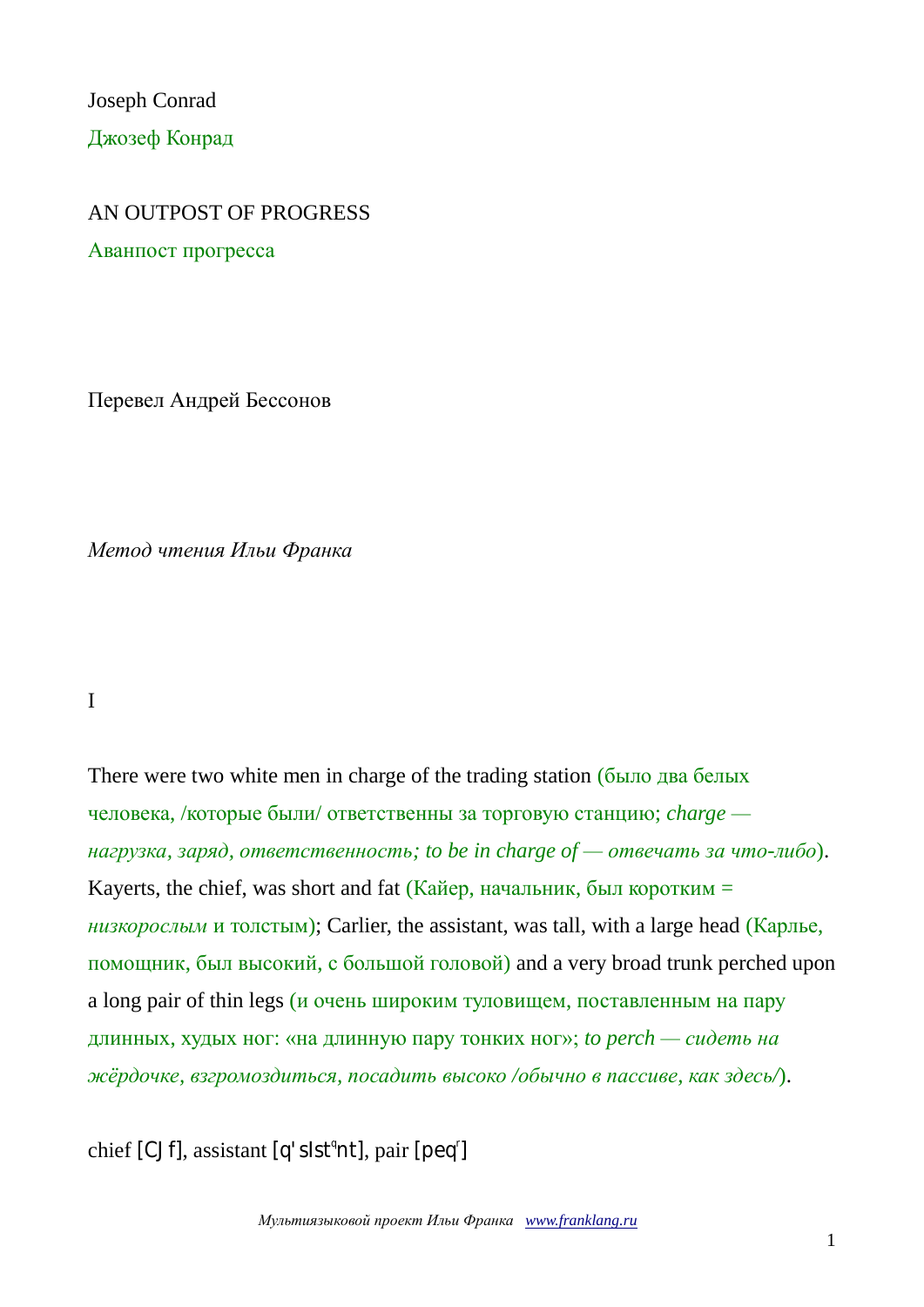Joseph Conrad

Джозеф Конрад

# AN OUTPOST OF PROGRESS

# Аванпост прогресса

Перевел Андрей Бессонов

*Метод чтения Ильи Франка*

## I

There were two white men in charge of the trading station (было два белых человека, /которые были/ ответственны за торговую станцию; *charge — нагрузка, заряд, ответственность; to be in charge of — отвечать за что-либо*). Kayerts, the chief, was short and fat (Кайер, начальник, был коротким = *низкорослым* и толстым); Carlier, the assistant, was tall, with a large head (Карлье, помощник, был высокий, с большой головой) and a very broad trunk perched upon a long pair of thin legs (и очень широким туловищем, поставленным на пару длинных, худых ног: «на длинную пару тонких ног»; *to perch — сидеть на жёрдочке, взгромоздиться, посадить высоко /обычно в пассиве, как здесь/*).

chief [CJf], assistant [q'sIst'nt], pair [peq']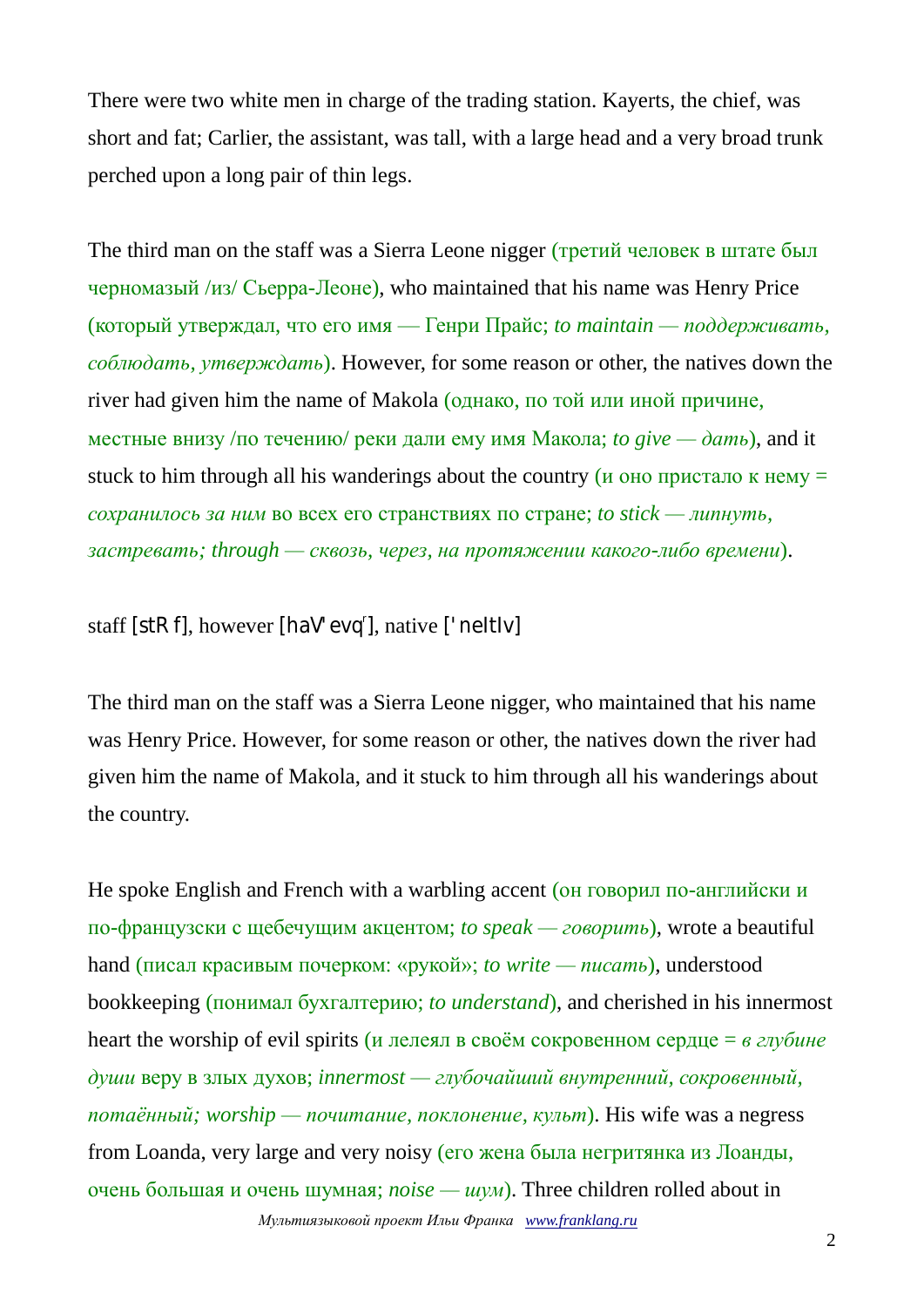There were two white men in charge of the trading station. Kayerts, the chief, was short and fat; Carlier, the assistant, was tall, with a large head and a very broad trunk perched upon a long pair of thin legs.

The third man on the staff was a Sierra Leone nigger (третий человек в штате был черномазый /из/ Сьерра-Леоне), who maintained that his name was Henry Price (который утверждал, что его имя — Генри Прайс; *to maintain — поддерживать, соблюдать, утверждать*). However, for some reason or other, the natives down the river had given him the name of Makola (однако, по той или иной причине, местные внизу /по течению/ реки дали ему имя Макола; *to give — дать*), and it stuck to him through all his wanderings about the country (и оно пристало к нему = *сохранилось за ним* во всех его странствиях по стране; *to stick — липнуть, застревать; through — сквозь, через, на протяжении какого-либо времени*).

staff [stR f], however [haV'evq'], native ['neItIv]

The third man on the staff was a Sierra Leone nigger, who maintained that his name was Henry Price. However, for some reason or other, the natives down the river had given him the name of Makola, and it stuck to him through all his wanderings about the country.

He spoke English and French with a warbling accent (он говорил по-английски и по-французски с щебечущим акцентом; *to speak — говорить*), wrote a beautiful hand (писал красивым почерком: «рукой»; *to write — писать*), understood bookkeeping (понимал бухгалтерию; *to understand*), and cherished in his innermost heart the worship of evil spirits (и лелеял в своём сокровенном сердце = *в глубине души* веру в злых духов; *innermost — глубочайший внутренний, сокровенный, потаённый; worship — почитание, поклонение, культ*). His wife was a negress from Loanda, very large and very noisy (его жена была негритянка из Лоанды, очень большая и очень шумная; *noise — шум*). Three children rolled about in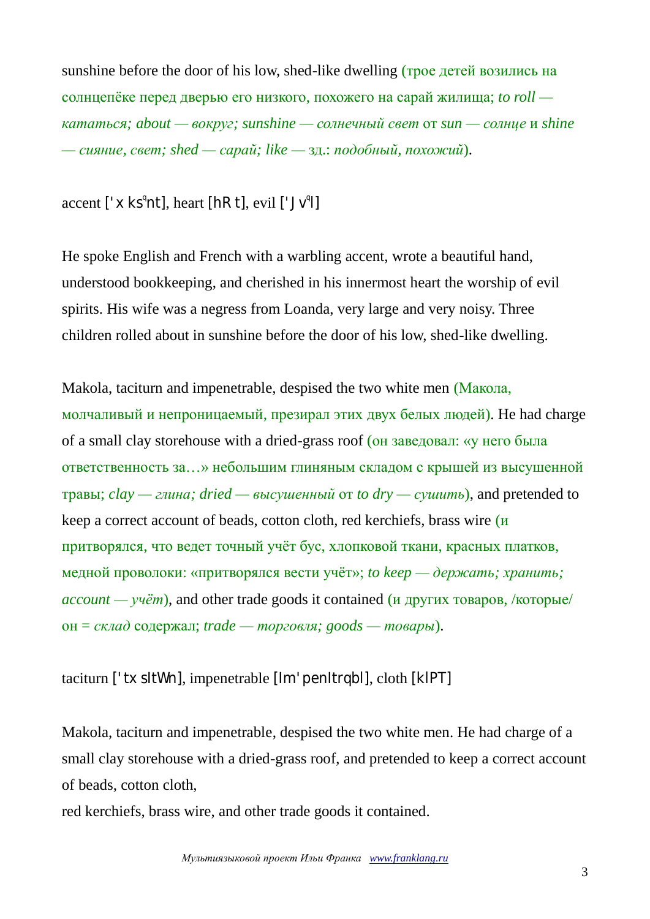sunshine before the door of his low, shed-like dwelling (трое детей возились на солнцепёке перед дверью его низкого, похожего на сарай жилища; *to roll — кататься; about — вокруг; sunshine — солнечный свет* от *sun — солнце* и *shine — сияние, свет; shed — сарай; like* — зд.: *подобный, похожий*).

accent ['x ks ənt], heart [hR t], evil ['J v əl]

He spoke English and French with a warbling accent, wrote a beautiful hand, understood bookkeeping, and cherished in his innermost heart the worship of evil spirits. His wife was a negress from Loanda, very large and very noisy. Three children rolled about in sunshine before the door of his low, shed-like dwelling.

Makola, taciturn and impenetrable, despised the two white men (Макола, молчаливый и непроницаемый, презирал этих двух белых людей). He had charge of a small clay storehouse with a dried-grass roof (он заведовал: «у него была ответственность за…» небольшим глиняным складом с крышей из высушенной травы; *clay — глина; dried — высушенный* от *to dry — сушить*), and pretended to keep a correct account of beads, cotton cloth, red kerchiefs, brass wire (и притворялся, что ведет точный учёт бус, хлопковой ткани, красных платков, медной проволоки: «притворялся вести учёт»; *to keep — держать; хранить; account — учёт*), and other trade goods it contained (и других товаров, /которые/ он = *склад* содержал; *trade — торговля; goods — товары*).

taciturn ['tx sItWn], impenetrable [Im'penItrqbl], cloth [klPT]

Makola, taciturn and impenetrable, despised the two white men. He had charge of a small clay storehouse with a dried-grass roof, and pretended to keep a correct account of beads, cotton cloth,
red kerchiefs, brass wire, and other trade goods it contained.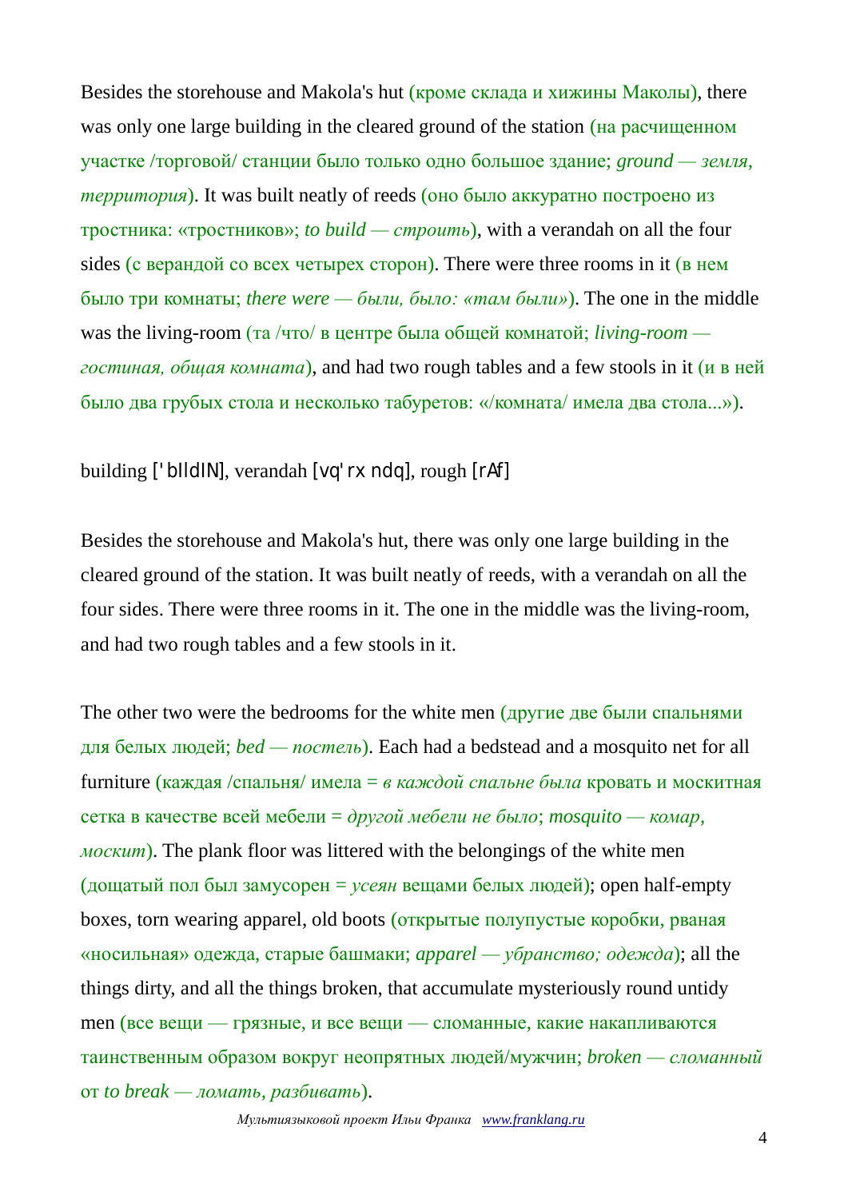Besides the storehouse and Makola's hut (кроме склада и хижины Маколы), there was only one large building in the cleared ground of the station (на расчищенном участке /торговой/ станции было только одно большое здание; *ground — земля, территория*). It was built neatly of reeds (оно было аккуратно построено из тростника: «тростников»; *to build — строить*), with a verandah on all the four sides (с верандой со всех четырех сторон). There were three rooms in it (в нем было три комнаты; *there were — были, было: «там были»*). The one in the middle was the living-room (та /что/ в центре была общей комнатой; *living-room — гостиная, общая комната*), and had two rough tables and a few stools in it (и в ней было два грубых стола и несколько табуретов: «/комната/ имела два стола...»).

building ['bIldIN], verandah [vq'rxndq], rough [rAf]

Besides the storehouse and Makola's hut, there was only one large building in the cleared ground of the station. It was built neatly of reeds, with a verandah on all the four sides. There were three rooms in it. The one in the middle was the living-room, and had two rough tables and a few stools in it.

The other two were the bedrooms for the white men (другие две были спальнями для белых людей; *bed — постель*). Each had a bedstead and a mosquito net for all furniture (каждая /спальня/ имела = *в каждой спальне была* кровать и москитная сетка в качестве всей мебели = *другой мебели не было*; *mosquito — комар, москит*). The plank floor was littered with the belongings of the white men (дощатый пол был замусорен = *усеян* вещами белых людей); open half-empty boxes, torn wearing apparel, old boots (открытые полупустые коробки, рваная «носильная» одежда, старые башмаки; *apparel — убранство; одежда*); all the things dirty, and all the things broken, that accumulate mysteriously round untidy men (все вещи — грязные, и все вещи — сломанные, какие накапливаются таинственным образом вокруг неопрятных людей/мужчин; *broken — сломанный* от *to break — ломать, разбивать*).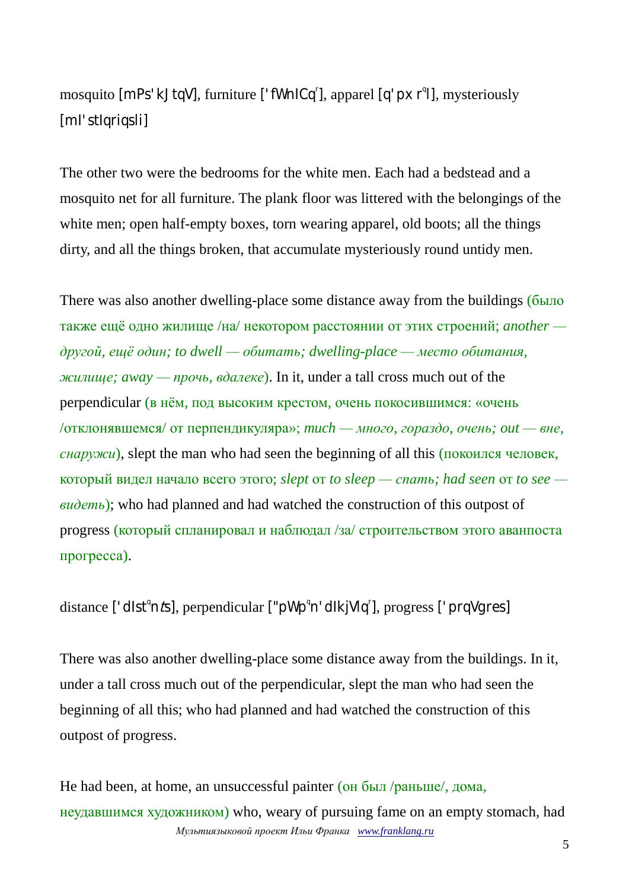mosquito [mPs'kJtqV], furniture ['fWnICq], apparel [q'pxrql], mysteriously [mI'stIqriqsli]

The other two were the bedrooms for the white men. Each had a bedstead and a mosquito net for all furniture. The plank floor was littered with the belongings of the white men; open half-empty boxes, torn wearing apparel, old boots; all the things dirty, and all the things broken, that accumulate mysteriously round untidy men.

There was also another dwelling-place some distance away from the buildings (было также ещё одно жилище /на/ некотором расстоянии от этих строений; *another — другой, ещё один; to dwell — обитать; dwelling-place — место обитания, жилище; away — прочь, вдалеке*). In it, under a tall cross much out of the perpendicular (в нём, под высоким крестом, очень покосившимся: «очень /отклонявшемся/ от перпендикуляра»; *much — много, гораздо, очень; out — вне, снаружи*), slept the man who had seen the beginning of all this (покоился человек, который видел начало всего этого; *slept* от *to sleep — спать; had seen* от *to see — видеть*); who had planned and had watched the construction of this outpost of progress (который спланировал и наблюдал /за/ строительством этого аванпоста прогресса).

distance ['dIstqnts], perpendicular ["pWpqn'dIkjVlq], progress ['prqVgres]

There was also another dwelling-place some distance away from the buildings. In it, under a tall cross much out of the perpendicular, slept the man who had seen the beginning of all this; who had planned and had watched the construction of this outpost of progress.

He had been, at home, an unsuccessful painter (он был /раньше/, дома, неудавшимся художником) who, weary of pursuing fame on an empty stomach, had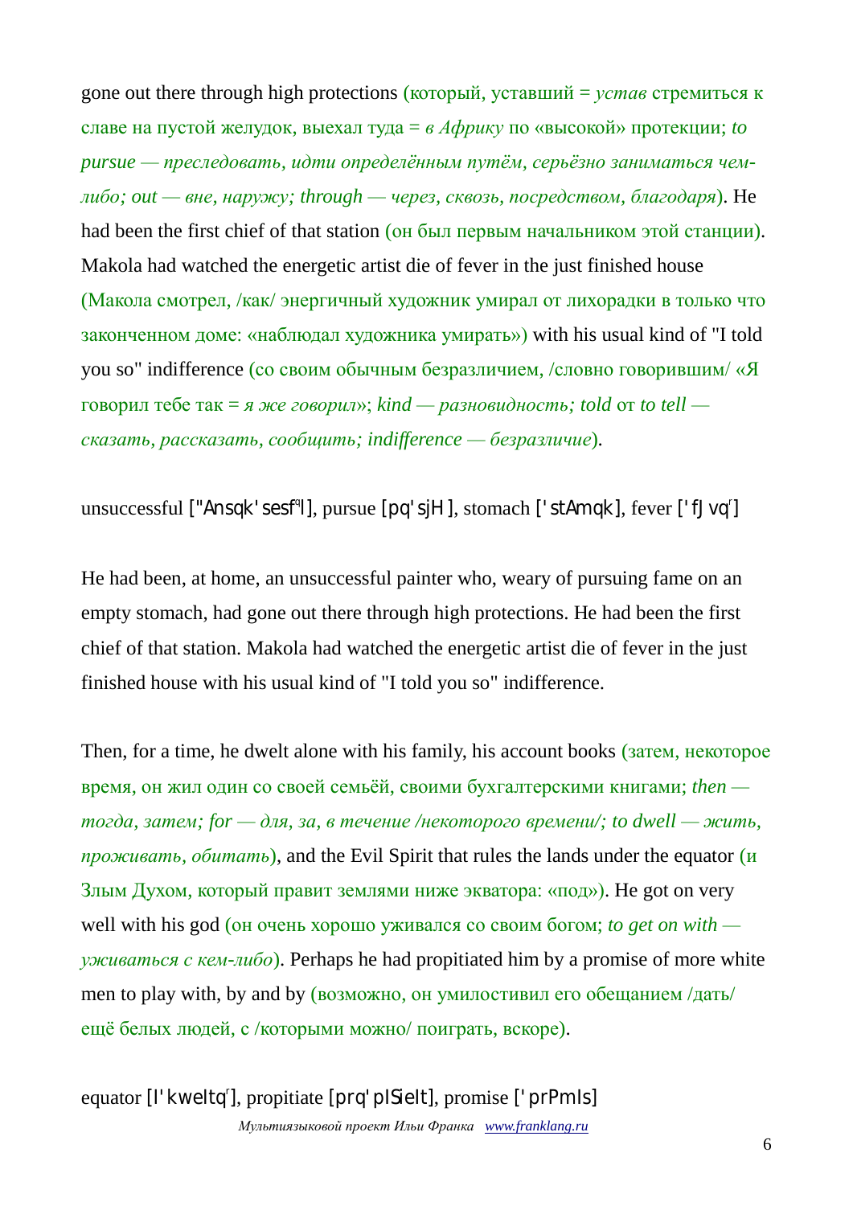gone out there through high protections (который, уставший = *устав* стремиться к славе на пустой желудок, выехал туда = *в Африку* по «высокой» протекции; *to pursue — преследовать, идти определённым путём, серьёзно заниматься чем-либо; out — вне, наружу; through — через, сквозь, посредством, благодаря*). He had been the first chief of that station (он был первым начальником этой станции). Makola had watched the energetic artist die of fever in the just finished house (Макола смотрел, /как/ энергичный художник умирал от лихорадки в только что законченном доме: «наблюдал художника умирать») with his usual kind of "I told you so" indifference (со своим обычным безразличием, /словно говорившим/ «Я говорил тебе так = *я же говорил*»; *kind — разновидность; told* от *to tell — сказать, рассказать, сообщить; indifference — безразличие*).

unsuccessful ["Ansqk'sesf°l], pursue [pq'sjH], stomach ['stAmqk], fever ['fJvq<sup>r</sup>]

He had been, at home, an unsuccessful painter who, weary of pursuing fame on an empty stomach, had gone out there through high protections. He had been the first chief of that station. Makola had watched the energetic artist die of fever in the just finished house with his usual kind of "I told you so" indifference.

Then, for a time, he dwelt alone with his family, his account books (затем, некоторое время, он жил один со своей семьёй, своими бухгалтерскими книгами; *then — тогда, затем; for — для, за, в течение /некоторого времени/; to dwell — жить, проживать, обитать*), and the Evil Spirit that rules the lands under the equator (и Злым Духом, который правит землями ниже экватора: «под»). He got on very well with his god (он очень хорошо уживался со своим богом; *to get on with — уживаться с кем-либо*). Perhaps he had propitiated him by a promise of more white men to play with, by and by (возможно, он умилостивил его обещанием /дать/ ещё белых людей, с /которыми можно/ поиграть, вскоре).

equator [I'kweItq<sup>r</sup>], propitiate [prq'pISieIt], promise ['prPmIs]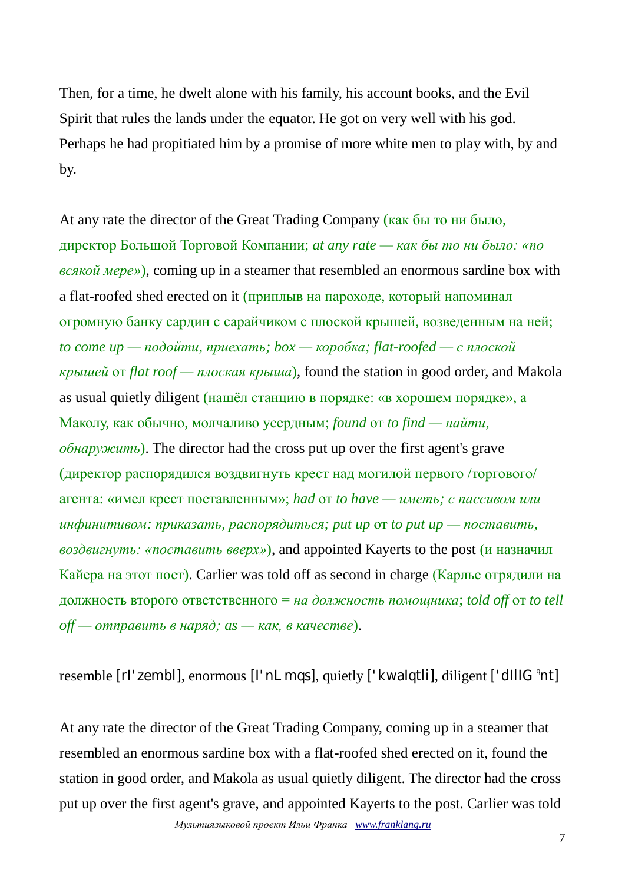Then, for a time, he dwelt alone with his family, his account books, and the Evil Spirit that rules the lands under the equator. He got on very well with his god. Perhaps he had propitiated him by a promise of more white men to play with, by and by.

At any rate the director of the Great Trading Company (как бы то ни было, директор Большой Торговой Компании; *at any rate — как бы то ни было: «по всякой мере»*), coming up in a steamer that resembled an enormous sardine box with a flat-roofed shed erected on it (приплыв на пароходе, который напоминал огромную банку сардин с сарайчиком с плоской крышей, возведенным на ней; *to come up — подойти, приехать; box — коробка; flat-roofed — с плоской крышей* от *flat roof — плоская крыша*), found the station in good order, and Makola as usual quietly diligent (нашёл станцию в порядке: «в хорошем порядке», а Маколу, как обычно, молчаливо усердным; *found* от *to find — найти, обнаружить*). The director had the cross put up over the first agent's grave (директор распорядился воздвигнуть крест над могилой первого /торгового/ агента: «имел крест поставленным»; *had* от *to have — иметь; с пассивом или инфинитивом: приказать, распорядиться; put up* от *to put up — поставить, воздвигнуть: «поставить вверх»*), and appointed Kayerts to the post (и назначил Кайера на этот пост). Carlier was told off as second in charge (Карлье отрядили на должность второго ответственного = *на должность помощника*; *told off* от *to tell off — отправить в наряд; as — как, в качестве*).

resemble [rI'zembl], enormous [I'nLmqs], quietly ['kwaIqtli], diligent ['dIlIG(q)nt]

At any rate the director of the Great Trading Company, coming up in a steamer that resembled an enormous sardine box with a flat-roofed shed erected on it, found the station in good order, and Makola as usual quietly diligent. The director had the cross put up over the first agent's grave, and appointed Kayerts to the post. Carlier was told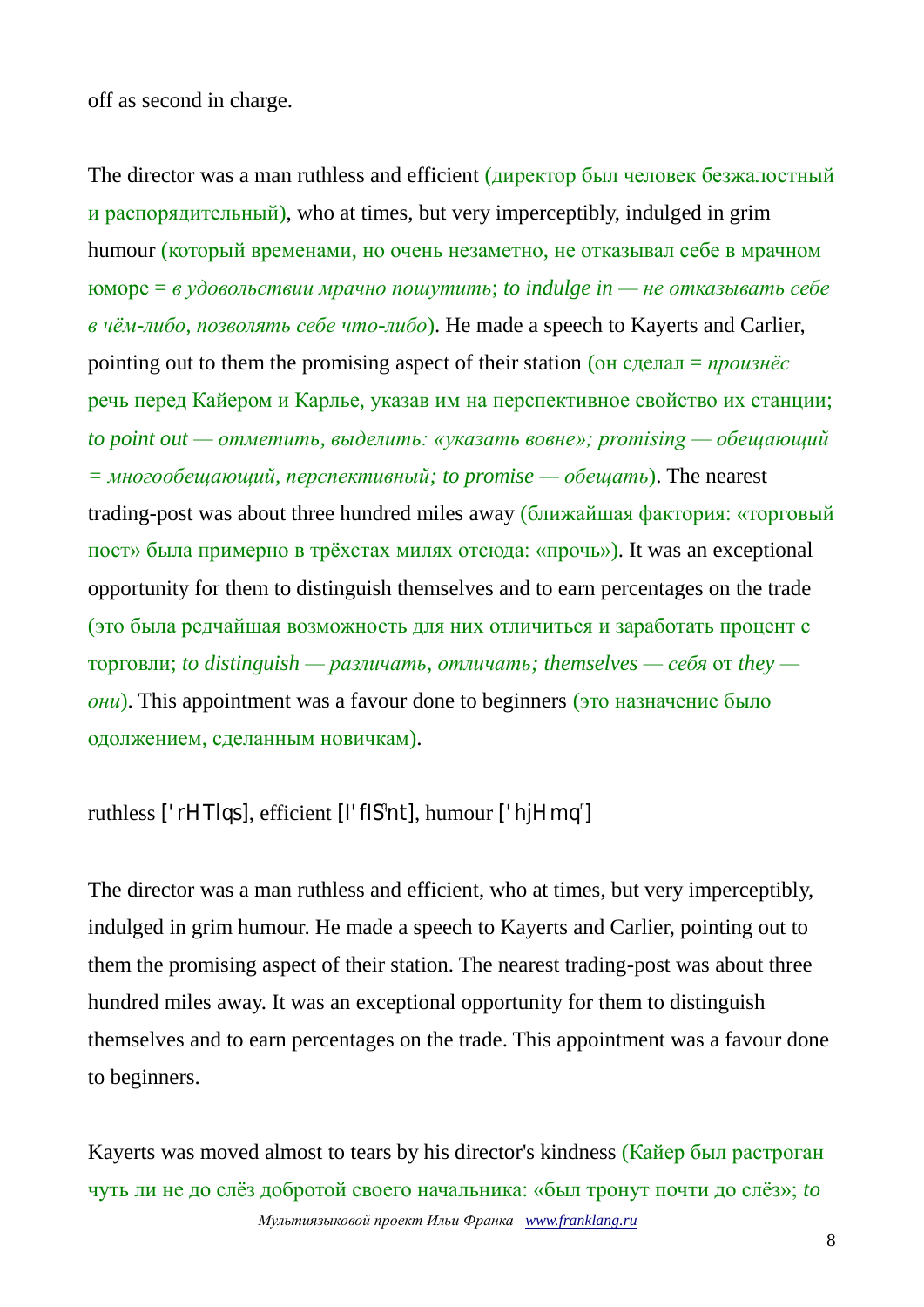off as second in charge.

The director was a man ruthless and efficient (директор был человек безжалостный и распорядительный), who at times, but very imperceptibly, indulged in grim humour (который временами, но очень незаметно, не отказывал себе в мрачном юморе = *в удовольствии мрачно пошутить*; *to indulge in — не отказывать себе в чём-либо, позволять себе что-либо*). He made a speech to Kayerts and Carlier, pointing out to them the promising aspect of their station (он сделал = *произнёс* речь перед Кайером и Карлье, указав им на перспективное свойство их станции; *to point out — отметить, выделить: «указать вовне»; promising — обещающий = многообещающий, перспективный; to promise — обещать*). The nearest trading-post was about three hundred miles away (ближайшая фактория: «торговый пост» была примерно в трёхстах милях отсюда: «прочь»). It was an exceptional opportunity for them to distinguish themselves and to earn percentages on the trade (это была редчайшая возможность для них отличиться и заработать процент с торговли; *to distinguish — различать, отличать; themselves — себя* от *they — они*). This appointment was a favour done to beginners (это назначение было одолжением, сделанным новичкам).

ruthless ['rHTlqs], efficient [I'fIS(q)nt], humour ['hjHmq]

The director was a man ruthless and efficient, who at times, but very imperceptibly, indulged in grim humour. He made a speech to Kayerts and Carlier, pointing out to them the promising aspect of their station. The nearest trading-post was about three hundred miles away. It was an exceptional opportunity for them to distinguish themselves and to earn percentages on the trade. This appointment was a favour done to beginners.

Kayerts was moved almost to tears by his director's kindness (Кайер был растроган чуть ли не до слёз добротой своего начальника: «был тронут почти до слёз»; *to*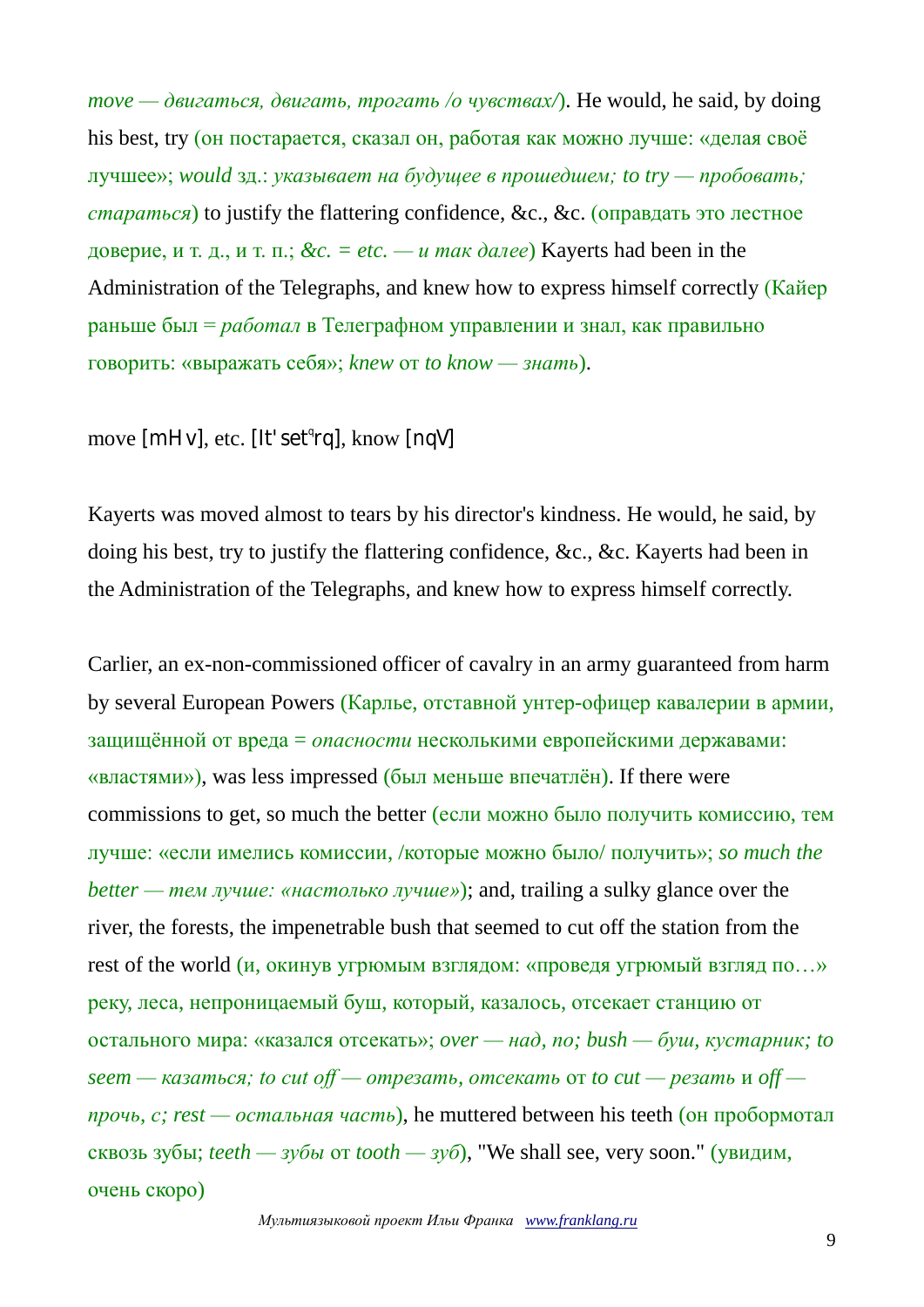*move — двигаться, двигать, трогать /о чувствах/*). He would, he said, by doing his best, try (он постарается, сказал он, работая как можно лучше: «делая своё лучшее»; *would* зд.: *указывает на будущее в прошедшем; to try — пробовать; стараться*) to justify the flattering confidence, &c., &c. (оправдать это лестное доверие, и т. д., и т. п.; *&c. = etc. — и так далее*) Kayerts had been in the Administration of the Telegraphs, and knew how to express himself correctly (Кайер раньше был = *работал* в Телеграфном управлении и знал, как правильно говорить: «выражать себя»; *knew* от *to know — знать*).

move [mHv], etc. [It'set(q)rq], know [nqV]

Kayerts was moved almost to tears by his director's kindness. He would, he said, by doing his best, try to justify the flattering confidence, &c., &c. Kayerts had been in the Administration of the Telegraphs, and knew how to express himself correctly.

Carlier, an ex-non-commissioned officer of cavalry in an army guaranteed from harm by several European Powers (Карлье, отставной унтер-офицер кавалерии в армии, защищённой от вреда = *опасности* несколькими европейскими державами: «властями»), was less impressed (был меньше впечатлён). If there were commissions to get, so much the better (если можно было получить комиссию, тем лучше: «если имелись комиссии, /которые можно было/ получить»; *so much the better — тем лучше: «настолько лучше»*); and, trailing a sulky glance over the river, the forests, the impenetrable bush that seemed to cut off the station from the rest of the world (и, окинув угрюмым взглядом: «проведя угрюмый взгляд по…» реку, леса, непроницаемый буш, который, казалось, отсекает станцию от остального мира: «казался отсекать»; *over — над, по; bush — буш, кустарник; to seem — казаться; to cut off — отрезать, отсекать* от *to cut — резать* и *off — прочь, с; rest — остальная часть*), he muttered between his teeth (он пробормотал сквозь зубы; *teeth — зубы* от *tooth — зуб*), "We shall see, very soon." (увидим, очень скоро)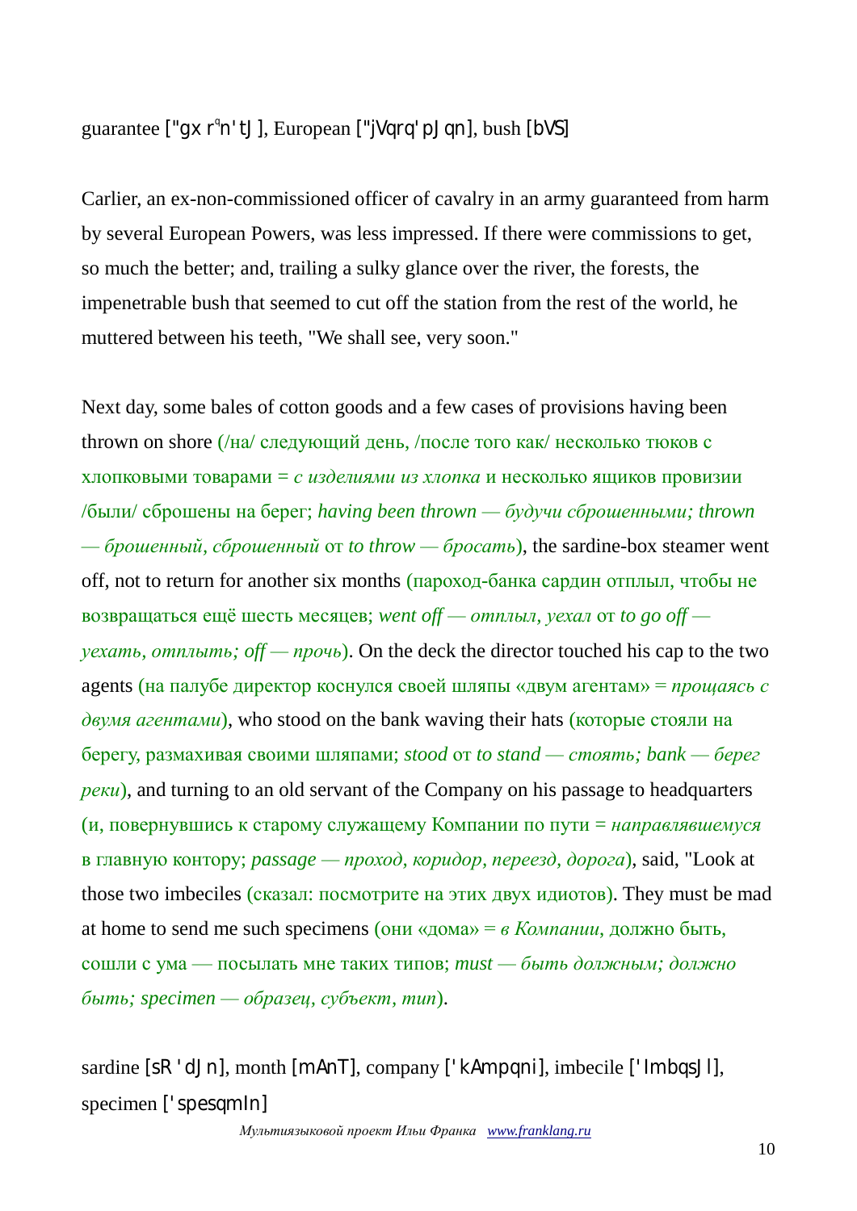guarantee ["gxr'n'tJ], European ["jVqrq'pJqn], bush [bVS]

Carlier, an ex-non-commissioned officer of cavalry in an army guaranteed from harm by several European Powers, was less impressed. If there were commissions to get, so much the better; and, trailing a sulky glance over the river, the forests, the impenetrable bush that seemed to cut off the station from the rest of the world, he muttered between his teeth, "We shall see, very soon."

Next day, some bales of cotton goods and a few cases of provisions having been thrown on shore (/на/ следующий день, /после того как/ несколько тюков с хлопковыми товарами = *с изделиями из хлопка* и несколько ящиков провизии /были/ сброшены на берег; *having been thrown — будучи сброшенными; thrown — брошенный, сброшенный* от *to throw — бросать*), the sardine-box steamer went off, not to return for another six months (пароход-банка сардин отплыл, чтобы не возвращаться ещё шесть месяцев; *went off — отплыл, уехал* от *to go off — уехать, отплыть; off — прочь*). On the deck the director touched his cap to the two agents (на палубе директор коснулся своей шляпы «двум агентам» = *прощаясь с двумя агентами*), who stood on the bank waving their hats (которые стояли на берегу, размахивая своими шляпами; *stood* от *to stand — стоять; bank — берег реки*), and turning to an old servant of the Company on his passage to headquarters (и, повернувшись к старому служащему Компании по пути = *направлявшемуся* в главную контору; *passage — проход, коридор, переезд, дорога*), said, "Look at those two imbeciles (сказал: посмотрите на этих двух идиотов). They must be mad at home to send me such specimens (они «дома» = *в Компании*, должно быть, сошли с ума — посылать мне таких типов; *must — быть должным; должно быть; specimen — образец, субъект, тип*).

sardine [sR'dJn], month [mAnT], company ['kAmpqni], imbecile ['ImbqsJl], specimen ['spesqmIn]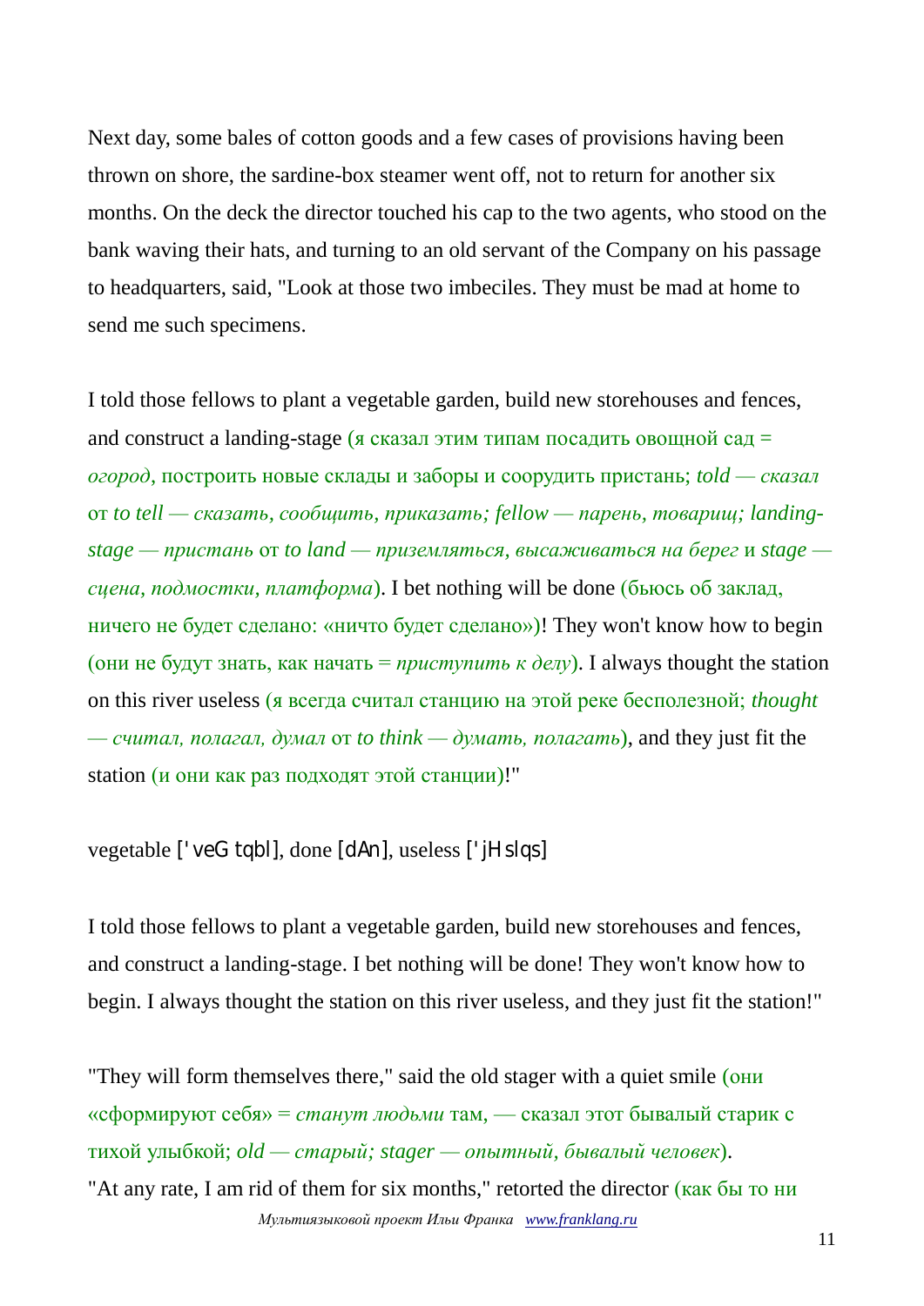Next day, some bales of cotton goods and a few cases of provisions having been thrown on shore, the sardine-box steamer went off, not to return for another six months. On the deck the director touched his cap to the two agents, who stood on the bank waving their hats, and turning to an old servant of the Company on his passage to headquarters, said, "Look at those two imbeciles. They must be mad at home to send me such specimens.

I told those fellows to plant a vegetable garden, build new storehouses and fences, and construct a landing-stage (я сказал этим типам посадить овощной сад = *огород*, построить новые склады и заборы и соорудить пристань; *told — сказал* от *to tell — сказать, сообщить, приказать; fellow — парень, товарищ; landing-stage — пристань* от *to land — приземляться, высаживаться на берег* и *stage — сцена, подмостки, платформа*). I bet nothing will be done (бьюсь об заклад, ничего не будет сделано: «ничто будет сделано»)! They won't know how to begin (они не будут знать, как начать = *приступить к делу*). I always thought the station on this river useless (я всегда считал станцию на этой реке бесполезной; *thought — считал, полагал, думал* от *to think — думать, полагать*), and they just fit the station (и они как раз подходят этой станции)!"

vegetable ['veG tqbl], done [dAn], useless ['jHslqs]

I told those fellows to plant a vegetable garden, build new storehouses and fences, and construct a landing-stage. I bet nothing will be done! They won't know how to begin. I always thought the station on this river useless, and they just fit the station!"

"They will form themselves there," said the old stager with a quiet smile (они «сформируют себя» = *станут людьми* там, — сказал этот бывалый старик с тихой улыбкой; *old — старый; stager — опытный, бывалый человек*).
"At any rate, I am rid of them for six months," retorted the director (как бы то ни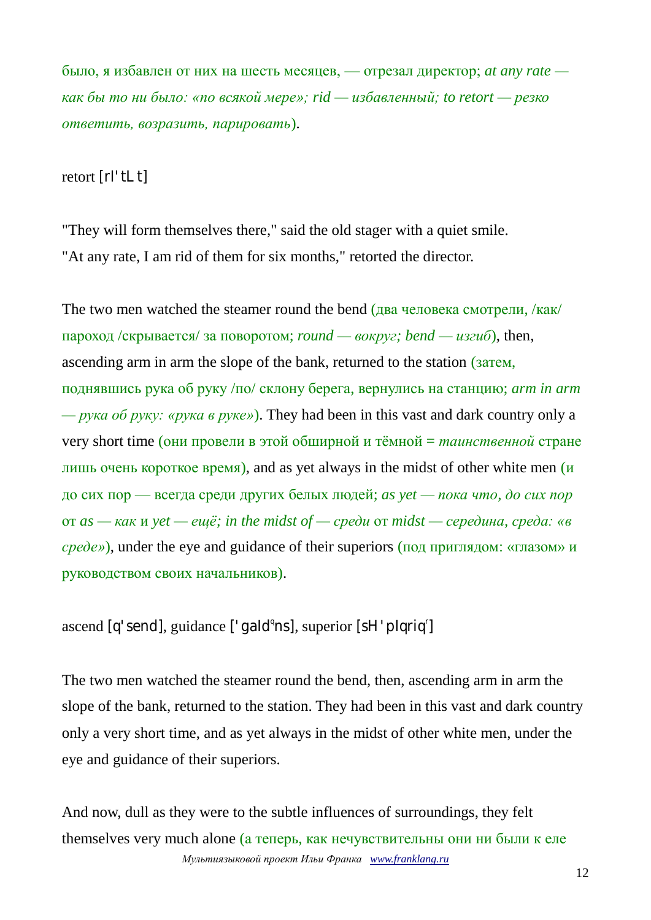было, я избавлен от них на шесть месяцев, — отрезал директор; *at any rate — как бы то ни было: «по всякой мере»; rid — избавленный; to retort — резко ответить, возразить, парировать*).

retort [rI'tLt]

"They will form themselves there," said the old stager with a quiet smile. "At any rate, I am rid of them for six months," retorted the director.

The two men watched the steamer round the bend (два человека смотрели, /как/ пароход /скрывается/ за поворотом; *round — вокруг; bend — изгиб*), then, ascending arm in arm the slope of the bank, returned to the station (затем, поднявшись рука об руку /по/ склону берега, вернулись на станцию; *arm in arm — рука об руку: «рука в руке»*). They had been in this vast and dark country only a very short time (они провели в этой обширной и тёмной = *таинственной* стране лишь очень короткое время), and as yet always in the midst of other white men (и до сих пор — всегда среди других белых людей; *as yet — пока что, до сих пор* от *as — как* и *yet — ещё; in the midst of — среди* от *midst — середина, среда: «в среде»*), under the eye and guidance of their superiors (под приглядом: «глазом» и руководством своих начальников).

ascend [q'send], guidance ['gaId(q)ns], superior [sH'pIqriq]

The two men watched the steamer round the bend, then, ascending arm in arm the slope of the bank, returned to the station. They had been in this vast and dark country only a very short time, and as yet always in the midst of other white men, under the eye and guidance of their superiors.

And now, dull as they were to the subtle influences of surroundings, they felt themselves very much alone (а теперь, как нечувствительны они ни были к еле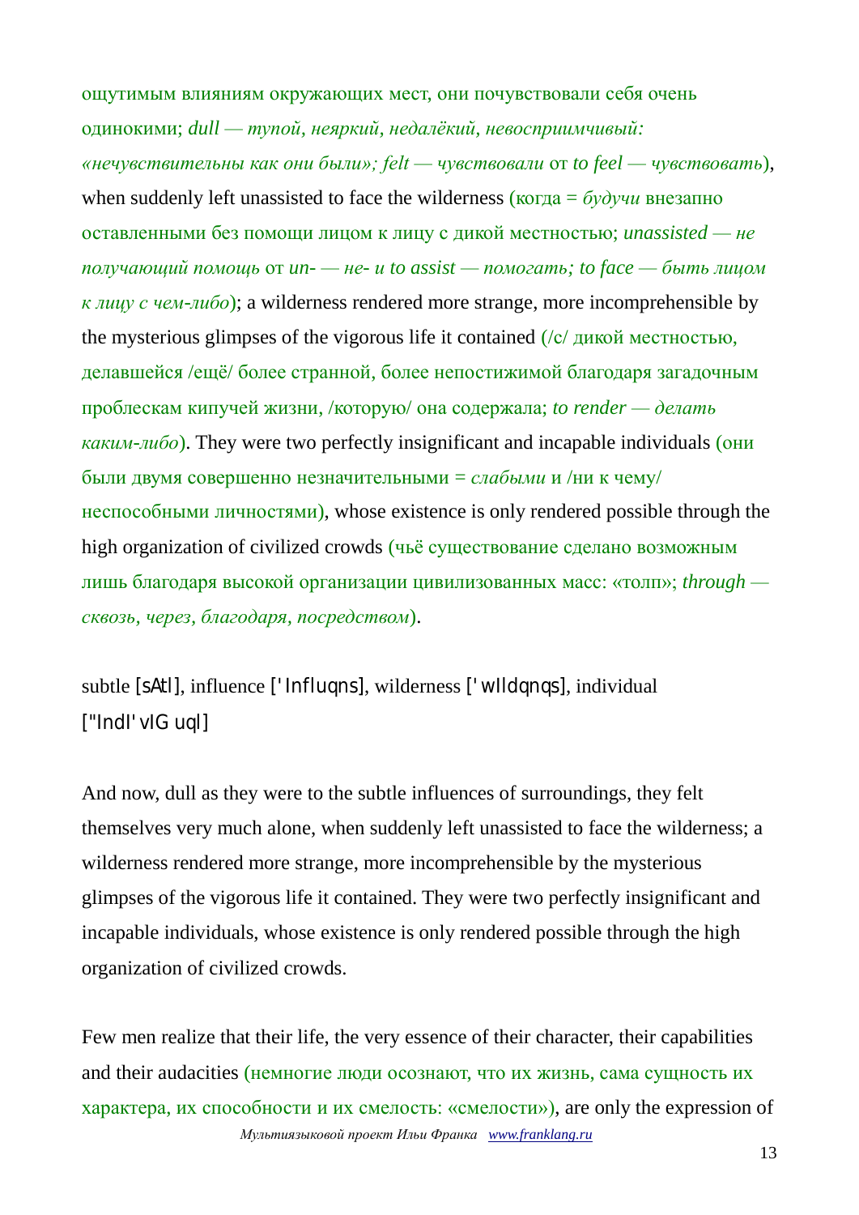ощутимым влияниям окружающих мест, они почувствовали себя очень одинокими; *dull — тупой, неяркий, недалёкий, невосприимчивый: «нечувствительны как они были»; felt — чувствовали* от *to feel — чувствовать*), when suddenly left unassisted to face the wilderness (когда = *будучи* внезапно оставленными без помощи лицом к лицу с дикой местностью; *unassisted — не получающий помощь* от *un- — не-* и *to assist — помогать; to face — быть лицом к лицу с чем-либо*); a wilderness rendered more strange, more incomprehensible by the mysterious glimpses of the vigorous life it contained (/с/ дикой местностью, делавшейся /ещё/ более странной, более непостижимой благодаря загадочным проблескам кипучей жизни, /которую/ она содержала; *to render — делать каким-либо*). They were two perfectly insignificant and incapable individuals (они были двумя совершенно незначительными = *слабыми* и /ни к чему/ неспособными личностями), whose existence is only rendered possible through the high organization of civilized crowds (чьё существование сделано возможным лишь благодаря высокой организации цивилизованных масс: «толп»; *through — сквозь, через, благодаря, посредством*).

subtle [sAtl], influence ['Influqns], wilderness ['wIldqnqs], individual ["IndI'vIG uql]

And now, dull as they were to the subtle influences of surroundings, they felt themselves very much alone, when suddenly left unassisted to face the wilderness; a wilderness rendered more strange, more incomprehensible by the mysterious glimpses of the vigorous life it contained. They were two perfectly insignificant and incapable individuals, whose existence is only rendered possible through the high organization of civilized crowds.

Few men realize that their life, the very essence of their character, their capabilities and their audacities (немногие люди осознают, что их жизнь, сама сущность их характера, их способности и их смелость: «смелости»), are only the expression of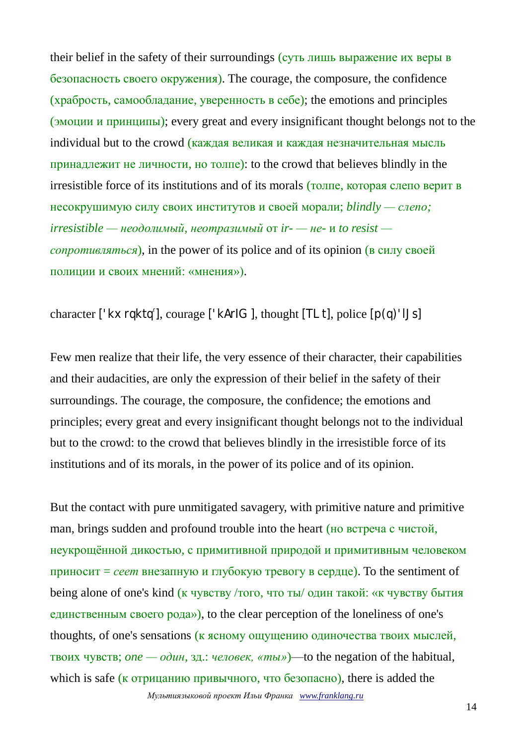their belief in the safety of their surroundings (суть лишь выражение их веры в безопасность своего окружения). The courage, the composure, the confidence (храбрость, самообладание, уверенность в себе); the emotions and principles (эмоции и принципы); every great and every insignificant thought belongs not to the individual but to the crowd (каждая великая и каждая незначительная мысль принадлежит не личности, но толпе): to the crowd that believes blindly in the irresistible force of its institutions and of its morals (толпе, которая слепо верит в несокрушимую силу своих институтов и своей морали; *blindly — слепо; irresistible — неодолимый, неотразимый* от *ir- — не-* и *to resist — сопротивляться*), in the power of its police and of its opinion (в силу своей полиции и своих мнений: «мнения»).

character ['kxrqktq'], courage ['kArIG], thought [TLt], police [p(q)'lJs]

Few men realize that their life, the very essence of their character, their capabilities and their audacities, are only the expression of their belief in the safety of their surroundings. The courage, the composure, the confidence; the emotions and principles; every great and every insignificant thought belongs not to the individual but to the crowd: to the crowd that believes blindly in the irresistible force of its institutions and of its morals, in the power of its police and of its opinion.

But the contact with pure unmitigated savagery, with primitive nature and primitive man, brings sudden and profound trouble into the heart (но встреча с чистой, неукрощённой дикостью, с примитивной природой и примитивным человеком приносит = *сеет* внезапную и глубокую тревогу в сердце). To the sentiment of being alone of one's kind (к чувству /того, что ты/ один такой: «к чувству бытия единственным своего рода»), to the clear perception of the loneliness of one's thoughts, of one's sensations (к ясному ощущению одиночества твоих мыслей, твоих чувств; *one — один*, зд.: *человек, «ты»*)—to the negation of the habitual, which is safe (к отрицанию привычного, что безопасно), there is added the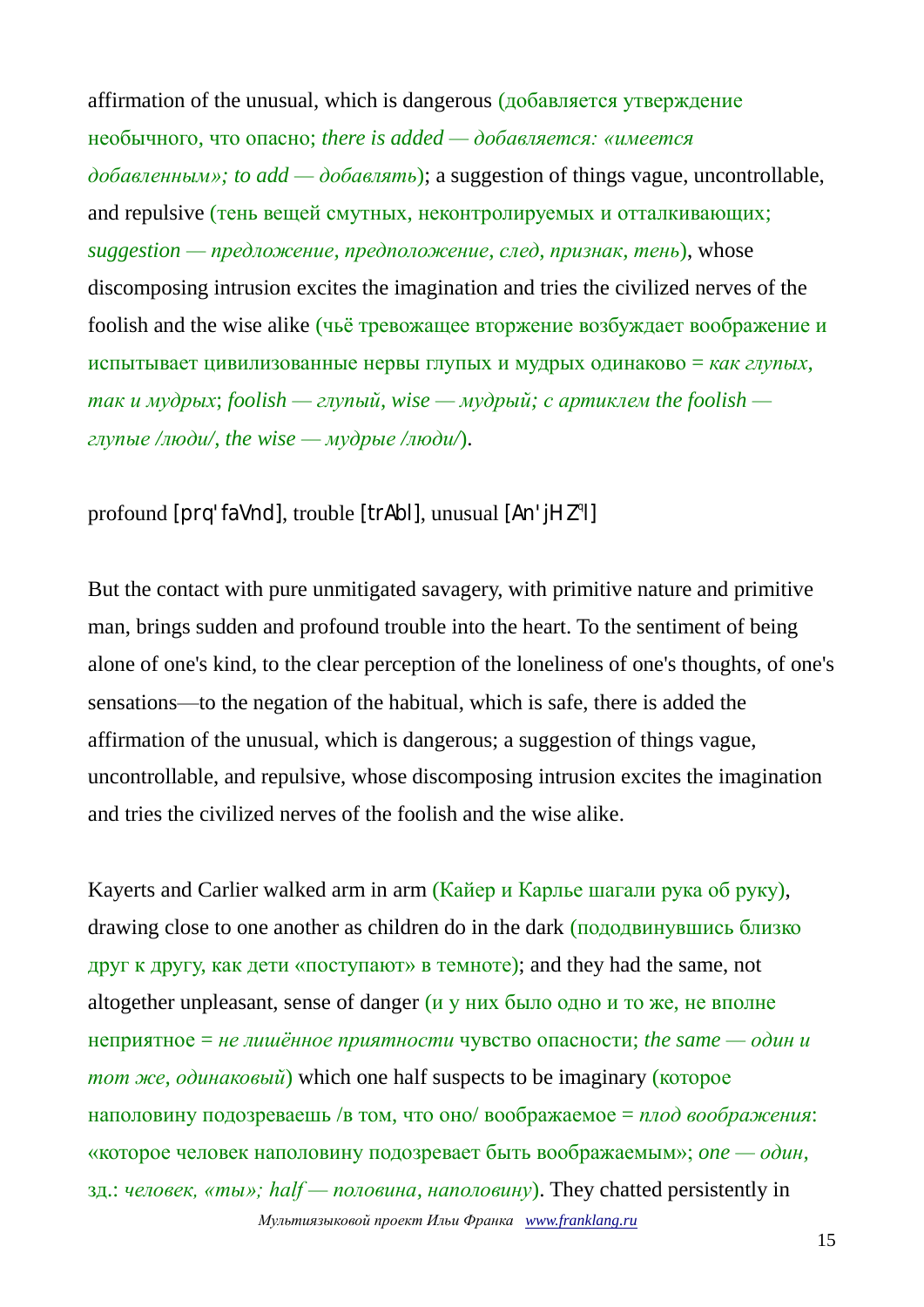affirmation of the unusual, which is dangerous (добавляется утверждение необычного, что опасно; *there is added — добавляется: «имеется добавленным»; to add — добавлять*); a suggestion of things vague, uncontrollable, and repulsive (тень вещей смутных, неконтролируемых и отталкивающих; *suggestion — предложение, предположение, след, признак, тень*), whose discomposing intrusion excites the imagination and tries the civilized nerves of the foolish and the wise alike (чьё тревожащее вторжение возбуждает воображение и испытывает цивилизованные нервы глупых и мудрых одинаково = *как глупых, так и мудрых*; *foolish — глупый, wise — мудрый; с артиклем the foolish — глупые /люди/, the wise — мудрые /люди/*).

profound [prq'faVnd], trouble [trAbl], unusual [An'jHZ°l]

But the contact with pure unmitigated savagery, with primitive nature and primitive man, brings sudden and profound trouble into the heart. To the sentiment of being alone of one's kind, to the clear perception of the loneliness of one's thoughts, of one's sensations—to the negation of the habitual, which is safe, there is added the affirmation of the unusual, which is dangerous; a suggestion of things vague, uncontrollable, and repulsive, whose discomposing intrusion excites the imagination and tries the civilized nerves of the foolish and the wise alike.

Kayerts and Carlier walked arm in arm (Кайер и Карлье шагали рука об руку), drawing close to one another as children do in the dark (пододвинувшись близко друг к другу, как дети «поступают» в темноте); and they had the same, not altogether unpleasant, sense of danger (и у них было одно и то же, не вполне неприятное = *не лишённое приятности* чувство опасности; *the same — один и тот же, одинаковый*) which one half suspects to be imaginary (которое наполовину подозреваешь /в том, что оно/ воображаемое = *плод воображения*: «которое человек наполовину подозревает быть воображаемым»; *one — один,* зд.: *человек, «ты»; half — половина, наполовину*). They chatted persistently in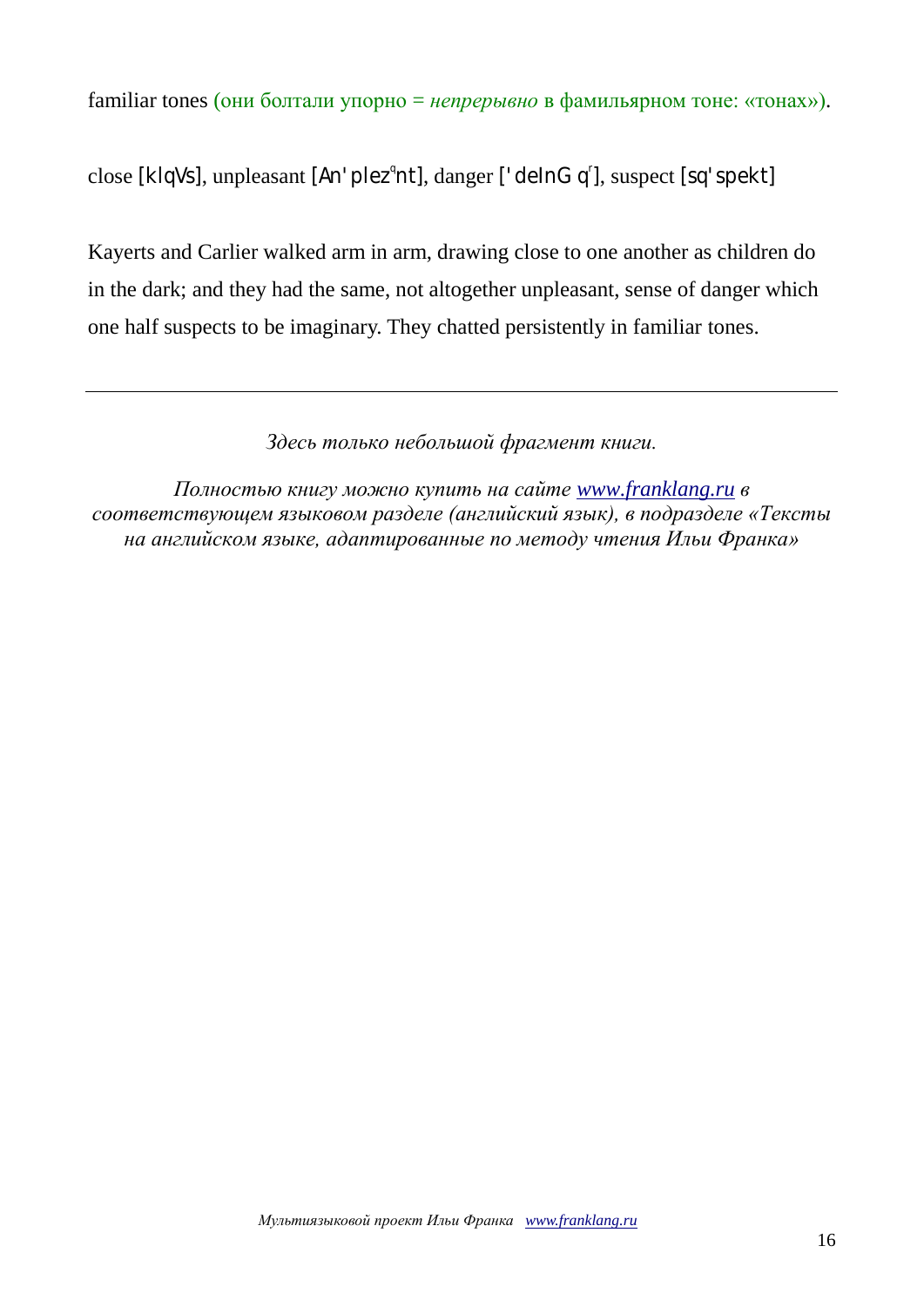familiar tones (они болтали упорно = *непрерывно* в фамильярном тоне: «тонах»).

close [klqVs], unpleasant [An'plez^qnt], danger ['deInG q^r], suspect [sq'spekt]

Kayerts and Carlier walked arm in arm, drawing close to one another as children do in the dark; and they had the same, not altogether unpleasant, sense of danger which one half suspects to be imaginary. They chatted persistently in familiar tones.

---

*Здесь только небольшой фрагмент книги.*

*Полностью книгу можно купить на сайте [www.franklang.ru](http://www.franklang.ru) в соответствующем языковом разделе (английский язык), в подразделе «Тексты на английском языке, адаптированные по методу чтения Ильи Франка»*